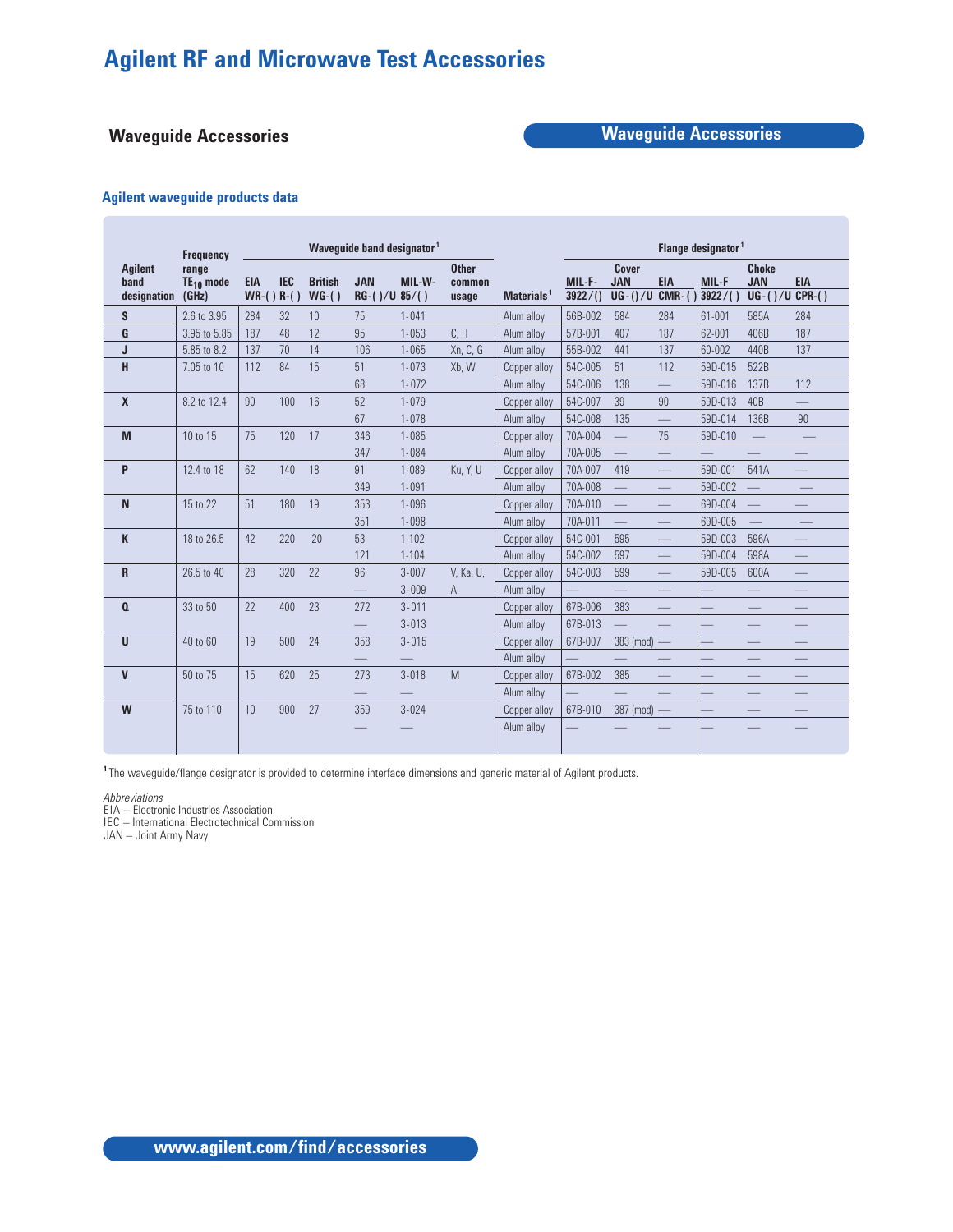# Agilent RF and Microwave Test Accessories

## Waveguide Accessories

### Agilent waveguide products data

| Agilent band designation | Frequency range $TE_{10}$ mode (GHz) | Waveguide band designator[1] | | | | | | Materials[1] | Flange designator[1] | | | | | |
|---|---|---|---|---|---|---|---|---|---|---|---|---|---|---|
| | | | | | | | | | Cover | | | Choke | | |
| | | EIA WR-( ) | IEC R-( ) | British WG-( ) | JAN RG-( )/U | MIL-W-85/( ) | Other common usage | | MIL-F-3922/() | JAN UG-()/U | EIA CMR-( ) | MIL-F 3922/( ) | JAN UG-( )/U | EIA CPR-( ) |
| **S** | 2.6 to 3.95 | 284 | 32 | 10 | 75 | 1-041 | | Alum alloy | 56B-002 | 584 | 284 | 61-001 | 585A | 284 |
| **G** | 3.95 to 5.85 | 187 | 48 | 12 | 95 | 1-053 | C, H | Alum alloy | 57B-001 | 407 | 187 | 62-001 | 406B | 187 |
| **J** | 5.85 to 8.2 | 137 | 70 | 14 | 106 | 1-065 | Xn, C, G | Alum alloy | 55B-002 | 441 | 137 | 60-002 | 440B | 137 |
| **H** | 7.05 to 10 | 112 | 84 | 15 | 51 | 1-073 | Xb, W | Copper alloy | 54C-005 | 51 | 112 | 59D-015 | 522B | |
| | | | | | 68 | 1-072 | | Alum alloy | 54C-006 | 138 | — | 59D-016 | 137B | 112 |
| **X** | 8.2 to 12.4 | 90 | 100 | 16 | 52 | 1-079 | | Copper alloy | 54C-007 | 39 | 90 | 59D-013 | 40B | — |
| | | | | | 67 | 1-078 | | Alum alloy | 54C-008 | 135 | — | 59D-014 | 136B | 90 |
| **M** | 10 to 15 | 75 | 120 | 17 | 346 | 1-085 | | Copper alloy | 70A-004 | — | 75 | 59D-010 | — | — |
| | | | | | 347 | 1-084 | | Alum alloy | 70A-005 | — | — | — | — | — |
| **P** | 12.4 to 18 | 62 | 140 | 18 | 91 | 1-089 | Ku, Y, U | Copper alloy | 70A-007 | 419 | — | 59D-001 | 541A | — |
| | | | | | 349 | 1-091 | | Alum alloy | 70A-008 | — | — | 59D-002 | — | — |
| **N** | 15 to 22 | 51 | 180 | 19 | 353 | 1-096 | | Copper alloy | 70A-010 | — | — | 69D-004 | — | — |
| | | | | | 351 | 1-098 | | Alum alloy | 70A-011 | — | — | 69D-005 | — | — |
| **K** | 18 to 26.5 | 42 | 220 | 20 | 53 | 1-102 | | Copper alloy | 54C-001 | 595 | — | 59D-003 | 596A | — |
| | | | | | 121 | 1-104 | | Alum alloy | 54C-002 | 597 | — | 59D-004 | 598A | — |
| **R** | 26.5 to 40 | 28 | 320 | 22 | 96 | 3-007 | V, Ka, U, | Copper alloy | 54C-003 | 599 | — | 59D-005 | 600A | — |
| | | | | | — | 3-009 | A | Alum alloy | — | — | — | — | — | — |
| **Q** | 33 to 50 | 22 | 400 | 23 | 272 | 3-011 | | Copper alloy | 67B-006 | 383 | — | — | — | — |
| | | | | | — | 3-013 | | Alum alloy | 67B-013 | — | — | — | — | — |
| **U** | 40 to 60 | 19 | 500 | 24 | 358 | 3-015 | | Copper alloy | 67B-007 | 383 (mod) | — | — | — | — |
| | | | | | — | — | | Alum alloy | — | — | — | — | — | — |
| **V** | 50 to 75 | 15 | 620 | 25 | 273 | 3-018 | M | Copper alloy | 67B-002 | 385 | — | — | — | — |
| | | | | | — | — | | Alum alloy | — | — | — | — | — | — |
| **W** | 75 to 110 | 10 | 900 | 27 | 359 | 3-024 | | Copper alloy | 67B-010 | 387 (mod) | — | — | — | — |
| | | | | | — | — | | Alum alloy | — | — | — | — | — | — |

[1] The waveguide/flange designator is provided to determine interface dimensions and generic material of Agilent products.

*Abbreviations*
EIA – Electronic Industries Association
IEC – International Electrotechnical Commission
JAN – Joint Army Navy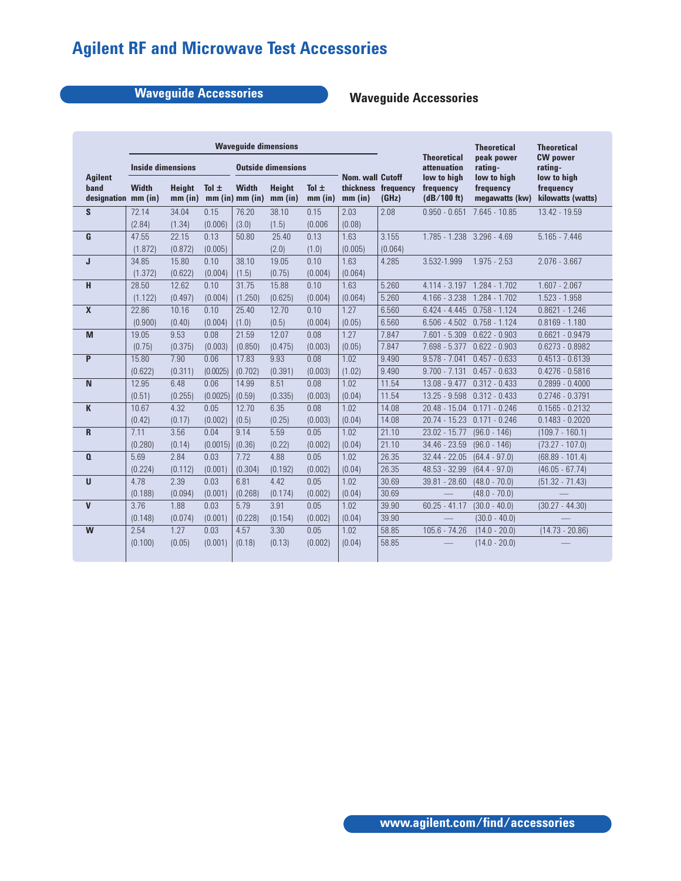# Agilent RF and Microwave Test Accessories

## Waveguide Accessories

## Waveguide Accessories

| Agilent band designation | Waveguide dimensions: Inside dimensions Width mm (in) | Height mm (in) | Tol ± mm (in) | Outside dimensions Width mm (in) | Height mm (in) | Tol ± mm (in) | Nom. wall thickness mm (in) | Cutoff frequency (GHz) | Theoretical attenuation low to high frequency (dB/100 ft) | Theoretical peak power rating- low to high frequency megawatts (kw) | Theoretical CW power rating- low to high frequency kilowatts (watts) |
|---|---|---|---|---|---|---|---|---|---|---|---|
| S | 72.14 | 34.04 | 0.15 | 76.20 | 38.10 | 0.15 | 2.03 | 2.08 | 0.950 - 0.651 | 7.645 - 10.85 | 13.42 - 19.59 |
| | (2.84) | (1.34) | (0.006) | (3.0) | (1.5) | (0.006 | (0.08) | | | | |
| G | 47.55 | 22.15 | 0.13 | 50.80 | 25.40 | 0.13 | 1.63 | 3.155 | 1.785 - 1.238 | 3.296 - 4.69 | 5.165 - 7.446 |
| | (1.872) | (0.872) | (0.005) | | (2.0) | (1.0) | (0.005) | (0.064) | | | |
| J | 34.85 | 15.80 | 0.10 | 38.10 | 19.05 | 0.10 | 1.63 | 4.285 | 3.532-1.999 | 1.975 - 2.53 | 2.076 - 3.667 |
| | (1.372) | (0.622) | (0.004) | (1.5) | (0.75) | (0.004) | (0.064) | | | | |
| H | 28.50 | 12.62 | 0.10 | 31.75 | 15.88 | 0.10 | 1.63 | 5.260 | 4.114 - 3.197 | 1.284 - 1.702 | 1.607 - 2.067 |
| | (1.122) | (0.497) | (0.004) | (1.250) | (0.625) | (0.004) | (0.064) | 5.260 | 4.166 - 3.238 | 1.284 - 1.702 | 1.523 - 1.958 |
| X | 22.86 | 10.16 | 0.10 | 25.40 | 12.70 | 0.10 | 1.27 | 6.560 | 6.424 - 4.445 | 0.758 - 1.124 | 0.8621 - 1.246 |
| | (0.900) | (0.40) | (0.004) | (1.0) | (0.5) | (0.004) | (0.05) | 6.560 | 6.506 - 4.502 | 0.758 - 1.124 | 0.8169 - 1.180 |
| M | 19.05 | 9.53 | 0.08 | 21.59 | 12.07 | 0.08 | 1.27 | 7.847 | 7.601 - 5.309 | 0.622 - 0.903 | 0.6621 - 0.9479 |
| | (0.75) | (0.375) | (0.003) | (0.850) | (0.475) | (0.003) | (0.05) | 7.847 | 7.698 - 5.377 | 0.622 - 0.903 | 0.6273 - 0.8982 |
| P | 15.80 | 7.90 | 0.06 | 17.83 | 9.93 | 0.08 | 1.02 | 9.490 | 9.578 - 7.041 | 0.457 - 0.633 | 0.4513 - 0.6139 |
| | (0.622) | (0.311) | (0.0025) | (0.702) | (0.391) | (0.003) | (1.02) | 9.490 | 9.700 - 7.131 | 0.457 - 0.633 | 0.4276 - 0.5816 |
| N | 12.95 | 6.48 | 0.06 | 14.99 | 8.51 | 0.08 | 1.02 | 11.54 | 13.08 - 9.477 | 0.312 - 0.433 | 0.2899 - 0.4000 |
| | (0.51) | (0.255) | (0.0025) | (0.59) | (0.335) | (0.003) | (0.04) | 11.54 | 13.25 - 9.598 | 0.312 - 0.433 | 0.2746 - 0.3791 |
| K | 10.67 | 4.32 | 0.05 | 12.70 | 6.35 | 0.08 | 1.02 | 14.08 | 20.48 - 15.04 | 0.171 - 0.246 | 0.1565 - 0.2132 |
| | (0.42) | (0.17) | (0.002) | (0.5) | (0.25) | (0.003) | (0.04) | 14.08 | 20.74 - 15.23 | 0.171 - 0.246 | 0.1483 - 0.2020 |
| R | 7.11 | 3.56 | 0.04 | 9.14 | 5.59 | 0.05 | 1.02 | 21.10 | 23.02 - 15.77 | (96.0 - 146) | (109.7 - 160.1) |
| | (0.280) | (0.14) | (0.0015) | (0.36) | (0.22) | (0.002) | (0.04) | 21.10 | 34.46 - 23.59 | (96.0 - 146) | (73.27 - 107.0) |
| Q | 5.69 | 2.84 | 0.03 | 7.72 | 4.88 | 0.05 | 1.02 | 26.35 | 32.44 - 22.05 | (64.4 - 97.0) | (68.89 - 101.4) |
| | (0.224) | (0.112) | (0.001) | (0.304) | (0.192) | (0.002) | (0.04) | 26.35 | 48.53 - 32.99 | (64.4 - 97.0) | (46.05 - 67.74) |
| U | 4.78 | 2.39 | 0.03 | 6.81 | 4.42 | 0.05 | 1.02 | 30.69 | 39.81 - 28.60 | (48.0 - 70.0) | (51.32 - 71.43) |
| | (0.188) | (0.094) | (0.001) | (0.268) | (0.174) | (0.002) | (0.04) | 30.69 | — | (48.0 - 70.0) | — |
| V | 3.76 | 1.88 | 0.03 | 5.79 | 3.91 | 0.05 | 1.02 | 39.90 | 60.25 - 41.17 | (30.0 - 40.0) | (30.27 - 44.30) |
| | (0.148) | (0.074) | (0.001) | (0.228) | (0.154) | (0.002) | (0.04) | 39.90 | — | (30.0 - 40.0) | — |
| W | 2.54 | 1.27 | 0.03 | 4.57 | 3.30 | 0.05 | 1.02 | 58.85 | 105.6 - 74.26 | (14.0 - 20.0) | (14.73 - 20.86) |
| | (0.100) | (0.05) | (0.001) | (0.18) | (0.13) | (0.002) | (0.04) | 58.85 | — | (14.0 - 20.0) | — |

www.agilent.com/find/accessories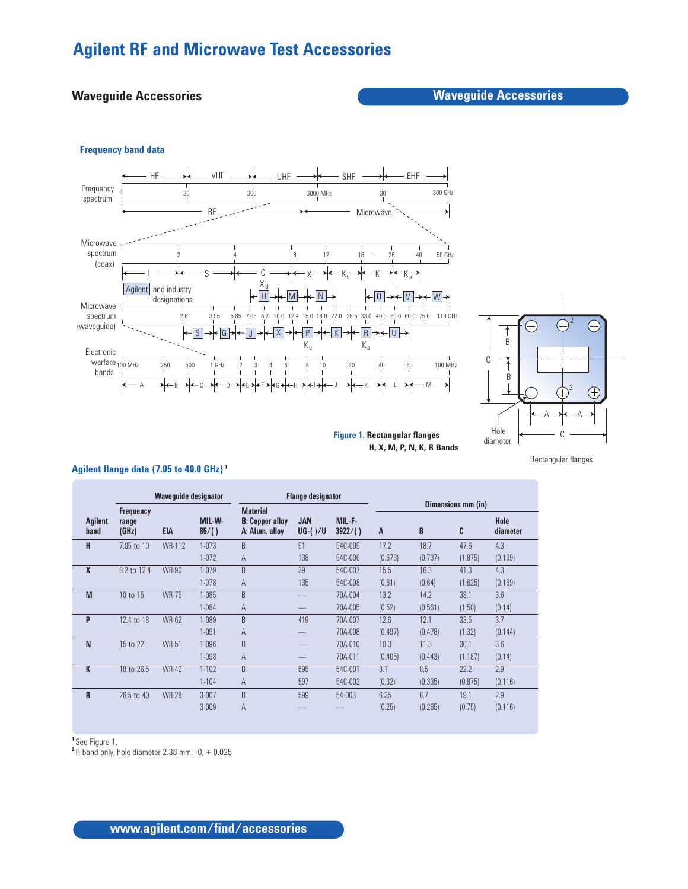# Agilent RF and Microwave Test Accessories

## Waveguide Accessories

### Frequency band data

Figure 1. **Rectangular flanges**
**H, X, M, P, N, K, R Bands**

Rectangular flanges

### Agilent flange data (7.05 to 40.0 GHz) [1]

| Agilent band | Waveguide designator | | | Flange designator | | | Dimensions mm (in) | | | |
|---|---|---|---|---|---|---|---|---|---|---|
| | Frequency range (GHz) | EIA | MIL-W-85/( ) | Material B: Copper alloy A: Alum. alloy | JAN UG-( )/U | MIL-F-3922/( ) | A | B | C | Hole diameter |
| **H** | 7.05 to 10 | WR-112 | 1-073 | B | 51 | 54C-005 | 17.2 | 18.7 | 47.6 | 4.3 |
| | | | 1-072 | A | 138 | 54C-006 | (0.676) | (0.737) | (1.875) | (0.169) |
| **X** | 8.2 to 12.4 | WR-90 | 1-079 | B | 39 | 54C-007 | 15.5 | 16.3 | 41.3 | 4.3 |
| | | | 1-078 | A | 135 | 54C-008 | (0.61) | (0.64) | (1.625) | (0.169) |
| **M** | 10 to 15 | WR-75 | 1-085 | B | — | 70A-004 | 13.2 | 14.2 | 38.1 | 3.6 |
| | | | 1-084 | A | — | 70A-005 | (0.52) | (0.561) | (1.50) | (0.14) |
| **P** | 12.4 to 18 | WR-62 | 1-089 | B | 419 | 70A-007 | 12.6 | 12.1 | 33.5 | 3.7 |
| | | | 1-091 | A | — | 70A-008 | (0.497) | (0.478) | (1.32) | (0.144) |
| **N** | 15 to 22 | WR-51 | 1-096 | B | — | 70A-010 | 10.3 | 11.3 | 30.1 | 3.6 |
| | | | 1-098 | A | — | 70A-011 | (0.405) | (0.443) | (1.187) | (0.14) |
| **K** | 18 to 26.5 | WR-42 | 1-102 | B | 595 | 54C-001 | 8.1 | 8.5 | 22.2 | 2.9 |
| | | | 1-104 | A | 597 | 54C-002 | (0.32) | (0.335) | (0.875) | (0.116) |
| **R** | 26.5 to 40 | WR-28 | 3-007 | B | 599 | 54-003 | 6.35 | 6.7 | 19.1 | 2.9 |
| | | | 3-009 | A | — | — | (0.25) | (0.265) | (0.75) | (0.116) |

[1] See Figure 1.
[2] R band only, hole diameter 2.38 mm, -0, + 0.025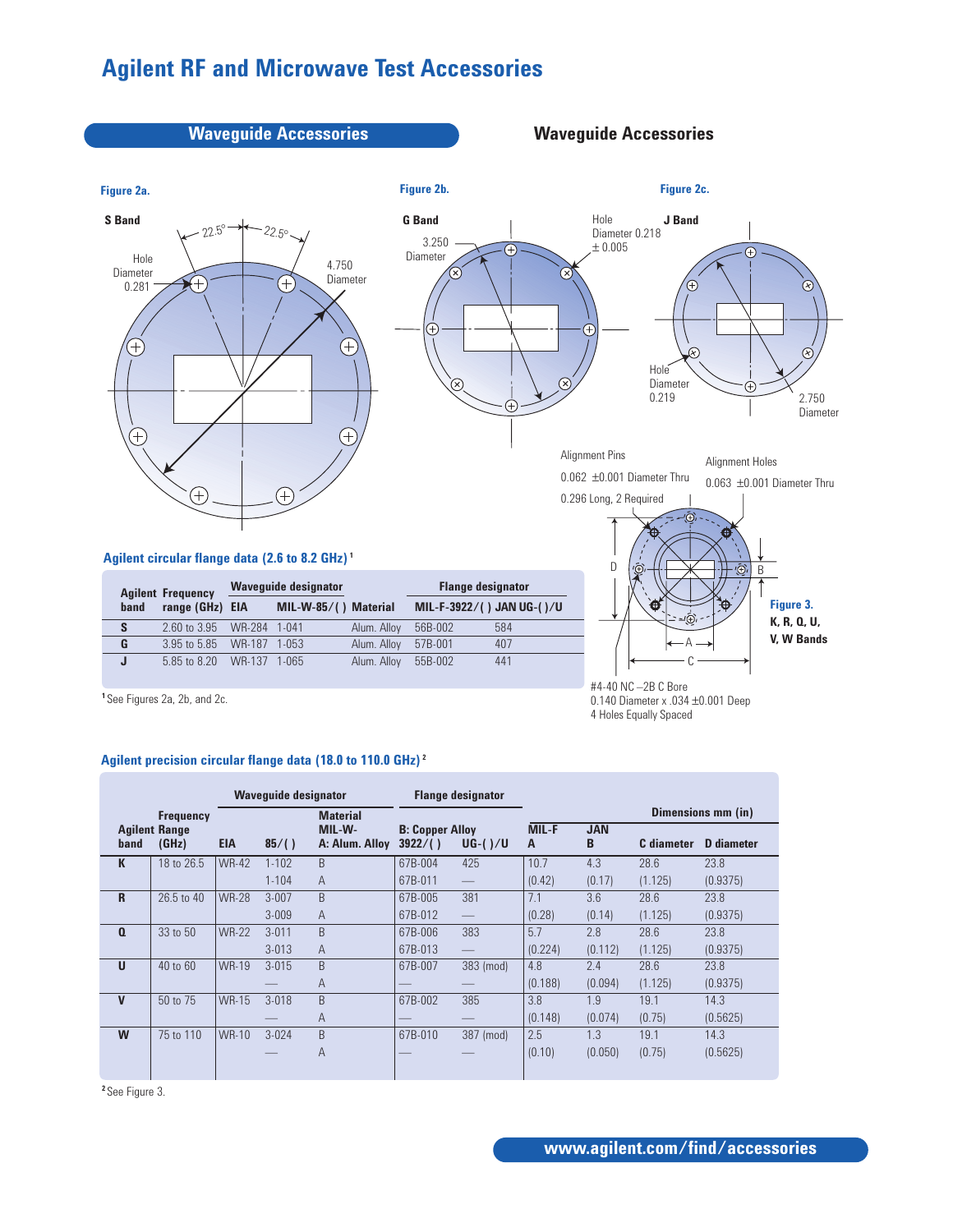## Waveguide Accessories

## Waveguide Accessories

**Figure 2a.**

S Band

22.5° 22.5°

Hole Diameter 0.281

4.750 Diameter

**Figure 2b.**

G Band

3.250 Diameter

Hole Diameter 0.218 ± 0.005

**Figure 2c.**

J Band

Hole Diameter 0.219

2.750 Diameter

Alignment Pins 0.062 ±0.001 Diameter Thru 0.296 Long, 2 Required

Alignment Holes 0.063 ±0.001 Diameter Thru

D B A C

**Figure 3.** K, R, Q, U, V, W Bands

#4-40 NC –2B C Bore 0.140 Diameter x .034 ±0.001 Deep 4 Holes Equally Spaced

### Agilent circular flange data (2.6 to 8.2 GHz)[1]

| Agilent band | Frequency range (GHz) | Waveguide designator EIA | MIL-W-85/( ) | Material | Flange designator MIL-F-3922/( ) | JAN UG-( )/U |
|---|---|---|---|---|---|---|
| S | 2.60 to 3.95 | WR-284 | 1-041 | Alum. Alloy | 56B-002 | 584 |
| G | 3.95 to 5.85 | WR-187 | 1-053 | Alum. Alloy | 57B-001 | 407 |
| J | 5.85 to 8.20 | WR-137 | 1-065 | Alum. Alloy | 55B-002 | 441 |

[1] See Figures 2a, 2b, and 2c.

### Agilent precision circular flange data (18.0 to 110.0 GHz)[2]

| Agilent band | Frequency Range (GHz) | Waveguide designator EIA | 85/( ) | Material MIL-W- A: Alum. Alloy | Flange designator B: Copper Alloy 3922/( ) | UG-( )/U | Dimensions mm (in) MIL-F A | JAN B | C diameter | D diameter |
|---|---|---|---|---|---|---|---|---|---|---|
| K | 18 to 26.5 | WR-42 | 1-102 | B | 67B-004 | 425 | 10.7 | 4.3 | 28.6 | 23.8 |
| | | | 1-104 | A | 67B-011 | — | (0.42) | (0.17) | (1.125) | (0.9375) |
| R | 26.5 to 40 | WR-28 | 3-007 | B | 67B-005 | 381 | 7.1 | 3.6 | 28.6 | 23.8 |
| | | | 3-009 | A | 67B-012 | — | (0.28) | (0.14) | (1.125) | (0.9375) |
| Q | 33 to 50 | WR-22 | 3-011 | B | 67B-006 | 383 | 5.7 | 2.8 | 28.6 | 23.8 |
| | | | 3-013 | A | 67B-013 | — | (0.224) | (0.112) | (1.125) | (0.9375) |
| U | 40 to 60 | WR-19 | 3-015 | B | 67B-007 | 383 (mod) | 4.8 | 2.4 | 28.6 | 23.8 |
| | | | — | A | — | — | (0.188) | (0.094) | (1.125) | (0.9375) |
| V | 50 to 75 | WR-15 | 3-018 | B | 67B-002 | 385 | 3.8 | 1.9 | 19.1 | 14.3 |
| | | | — | A | — | — | (0.148) | (0.074) | (0.75) | (0.5625) |
| W | 75 to 110 | WR-10 | 3-024 | B | 67B-010 | 387 (mod) | 2.5 | 1.3 | 19.1 | 14.3 |
| | | | — | A | — | — | (0.10) | (0.050) | (0.75) | (0.5625) |

[2] See Figure 3.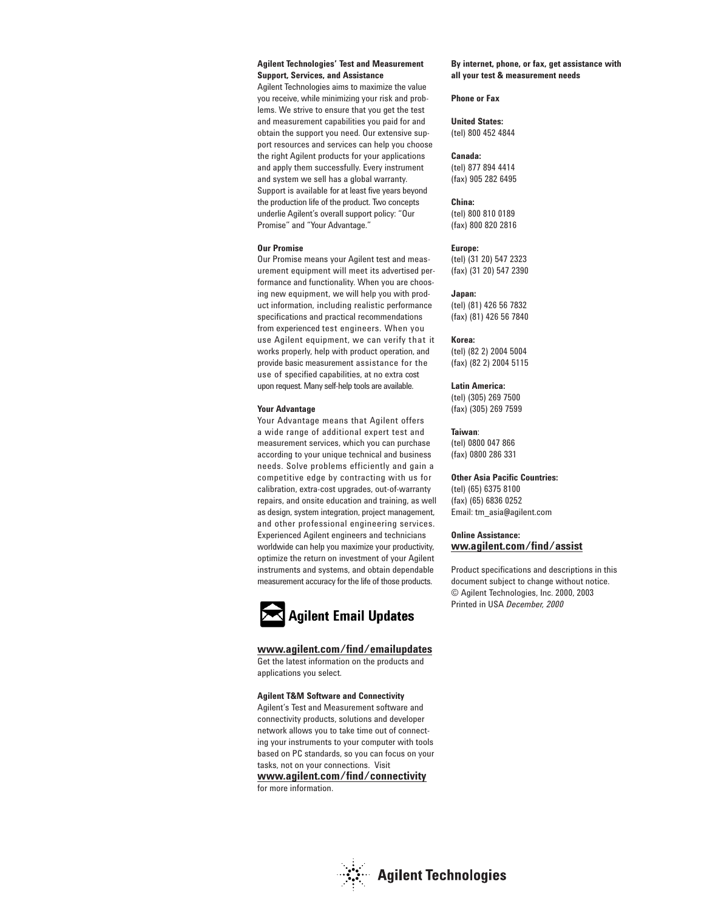**Agilent Technologies' Test and Measurement Support, Services, and Assistance**

Agilent Technologies aims to maximize the value you receive, while minimizing your risk and problems. We strive to ensure that you get the test and measurement capabilities you paid for and obtain the support you need. Our extensive support resources and services can help you choose the right Agilent products for your applications and apply them successfully. Every instrument and system we sell has a global warranty. Support is available for at least five years beyond the production life of the product. Two concepts underlie Agilent's overall support policy: "Our Promise" and "Your Advantage."

**Our Promise**

Our Promise means your Agilent test and measurement equipment will meet its advertised performance and functionality. When you are choosing new equipment, we will help you with product information, including realistic performance specifications and practical recommendations from experienced test engineers. When you use Agilent equipment, we can verify that it works properly, help with product operation, and provide basic measurement assistance for the use of specified capabilities, at no extra cost upon request. Many self-help tools are available.

**Your Advantage**

Your Advantage means that Agilent offers a wide range of additional expert test and measurement services, which you can purchase according to your unique technical and business needs. Solve problems efficiently and gain a competitive edge by contracting with us for calibration, extra-cost upgrades, out-of-warranty repairs, and onsite education and training, as well as design, system integration, project management, and other professional engineering services. Experienced Agilent engineers and technicians worldwide can help you maximize your productivity, optimize the return on investment of your Agilent instruments and systems, and obtain dependable measurement accuracy for the life of those products.

**Agilent Email Updates**

**www.agilent.com/find/emailupdates**
Get the latest information on the products and applications you select.

**Agilent T&M Software and Connectivity**

Agilent's Test and Measurement software and connectivity products, solutions and developer network allows you to take time out of connecting your instruments to your computer with tools based on PC standards, so you can focus on your tasks, not on your connections. Visit **www.agilent.com/find/connectivity** for more information.

**By internet, phone, or fax, get assistance with all your test & measurement needs**

**Phone or Fax**

**United States:**
(tel) 800 452 4844

**Canada:**
(tel) 877 894 4414
(fax) 905 282 6495

**China:**
(tel) 800 810 0189
(fax) 800 820 2816

**Europe:**
(tel) (31 20) 547 2323
(fax) (31 20) 547 2390

**Japan:**
(tel) (81) 426 56 7832
(fax) (81) 426 56 7840

**Korea:**
(tel) (82 2) 2004 5004
(fax) (82 2) 2004 5115

**Latin America:**
(tel) (305) 269 7500
(fax) (305) 269 7599

**Taiwan**:
(tel) 0800 047 866
(fax) 0800 286 331

**Other Asia Pacific Countries:**
(tel) (65) 6375 8100
(fax) (65) 6836 0252
Email: tm_asia@agilent.com

**Online Assistance:**
**ww.agilent.com/find/assist**

Product specifications and descriptions in this document subject to change without notice.
© Agilent Technologies, Inc. 2000, 2003
Printed in USA *December, 2000*

**Agilent Technologies**